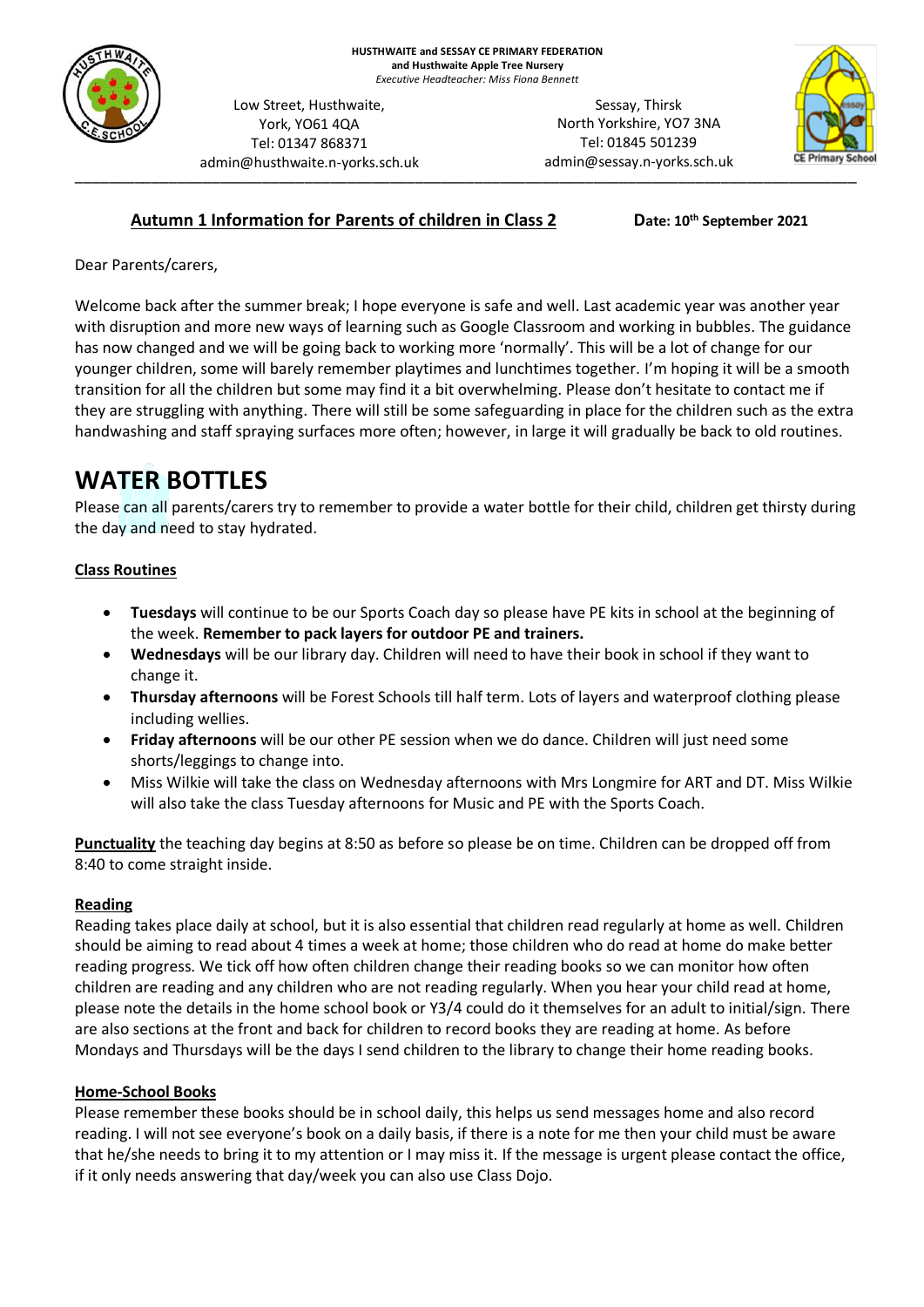**HUSTHWAITE and SESSAY CE PRIMARY FEDERATION**
**and Husthwaite Apple Tree Nursery**
*Executive Headteacher: Miss Fiona Bennett*

Low Street, Husthwaite,
York, YO61 4QA
Tel: 01347 868371
admin@husthwaite.n-yorks.sch.uk

Sessay, Thirsk
North Yorkshire, YO7 3NA
Tel: 01845 501239
admin@sessay.n-yorks.sch.uk

**Autumn 1 Information for Parents of children in Class 2** **Date: 10th September 2021**

Dear Parents/carers,

Welcome back after the summer break; I hope everyone is safe and well. Last academic year was another year with disruption and more new ways of learning such as Google Classroom and working in bubbles. The guidance has now changed and we will be going back to working more 'normally'. This will be a lot of change for our younger children, some will barely remember playtimes and lunchtimes together. I'm hoping it will be a smooth transition for all the children but some may find it a bit overwhelming. Please don't hesitate to contact me if they are struggling with anything. There will still be some safeguarding in place for the children such as the extra handwashing and staff spraying surfaces more often; however, in large it will gradually be back to old routines.

# WATER BOTTLES

Please can all parents/carers try to remember to provide a water bottle for their child, children get thirsty during the day and need to stay hydrated.

**Class Routines**

- **Tuesdays** will continue to be our Sports Coach day so please have PE kits in school at the beginning of the week. **Remember to pack layers for outdoor PE and trainers.**
- **Wednesdays** will be our library day. Children will need to have their book in school if they want to change it.
- **Thursday afternoons** will be Forest Schools till half term. Lots of layers and waterproof clothing please including wellies.
- **Friday afternoons** will be our other PE session when we do dance. Children will just need some shorts/leggings to change into.
- Miss Wilkie will take the class on Wednesday afternoons with Mrs Longmire for ART and DT. Miss Wilkie will also take the class Tuesday afternoons for Music and PE with the Sports Coach.

**Punctuality** the teaching day begins at 8:50 as before so please be on time. Children can be dropped off from 8:40 to come straight inside.

**Reading**

Reading takes place daily at school, but it is also essential that children read regularly at home as well. Children should be aiming to read about 4 times a week at home; those children who do read at home do make better reading progress. We tick off how often children change their reading books so we can monitor how often children are reading and any children who are not reading regularly. When you hear your child read at home, please note the details in the home school book or Y3/4 could do it themselves for an adult to initial/sign. There are also sections at the front and back for children to record books they are reading at home. As before Mondays and Thursdays will be the days I send children to the library to change their home reading books.

**Home-School Books**

Please remember these books should be in school daily, this helps us send messages home and also record reading. I will not see everyone's book on a daily basis, if there is a note for me then your child must be aware that he/she needs to bring it to my attention or I may miss it. If the message is urgent please contact the office, if it only needs answering that day/week you can also use Class Dojo.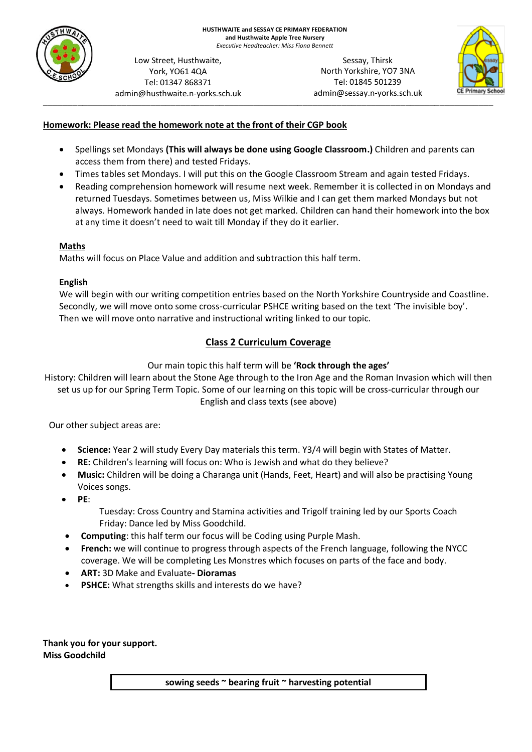HUSTHWAITE and SESSAY CE PRIMARY FEDERATION
and Husthwaite Apple Tree Nursery
*Executive Headteacher: Miss Fiona Bennett*

Low Street, Husthwaite,
York, YO61 4QA
Tel: 01347 868371
admin@husthwaite.n-yorks.sch.uk

Sessay, Thirsk
North Yorkshire, YO7 3NA
Tel: 01845 501239
admin@sessay.n-yorks.sch.uk

---

**Homework: Please read the homework note at the front of their CGP book**

- Spellings set Mondays **(This will always be done using Google Classroom.)** Children and parents can access them from there) and tested Fridays.
- Times tables set Mondays. I will put this on the Google Classroom Stream and again tested Fridays.
- Reading comprehension homework will resume next week. Remember it is collected in on Mondays and returned Tuesdays. Sometimes between us, Miss Wilkie and I can get them marked Mondays but not always. Homework handed in late does not get marked. Children can hand their homework into the box at any time it doesn't need to wait till Monday if they do it earlier.

**Maths**

Maths will focus on Place Value and addition and subtraction this half term.

**English**

We will begin with our writing competition entries based on the North Yorkshire Countryside and Coastline. Secondly, we will move onto some cross-curricular PSHCE writing based on the text 'The invisible boy'. Then we will move onto narrative and instructional writing linked to our topic.

## Class 2 Curriculum Coverage

Our main topic this half term will be **'Rock through the ages'**

History: Children will learn about the Stone Age through to the Iron Age and the Roman Invasion which will then set us up for our Spring Term Topic. Some of our learning on this topic will be cross-curricular through our English and class texts (see above)

Our other subject areas are:

- **Science:** Year 2 will study Every Day materials this term. Y3/4 will begin with States of Matter.
- **RE:** Children's learning will focus on: Who is Jewish and what do they believe?
- **Music:** Children will be doing a Charanga unit (Hands, Feet, Heart) and will also be practising Young Voices songs.
- **PE**:
  Tuesday: Cross Country and Stamina activities and Trigolf training led by our Sports Coach
  Friday: Dance led by Miss Goodchild.
- **Computing**: this half term our focus will be Coding using Purple Mash.
- **French:** we will continue to progress through aspects of the French language, following the NYCC coverage. We will be completing Les Monstres which focuses on parts of the face and body.
- **ART:** 3D Make and Evaluate**- Dioramas**
- **PSHCE:** What strengths skills and interests do we have?

**Thank you for your support.**
**Miss Goodchild**

**sowing seeds ~ bearing fruit ~ harvesting potential**